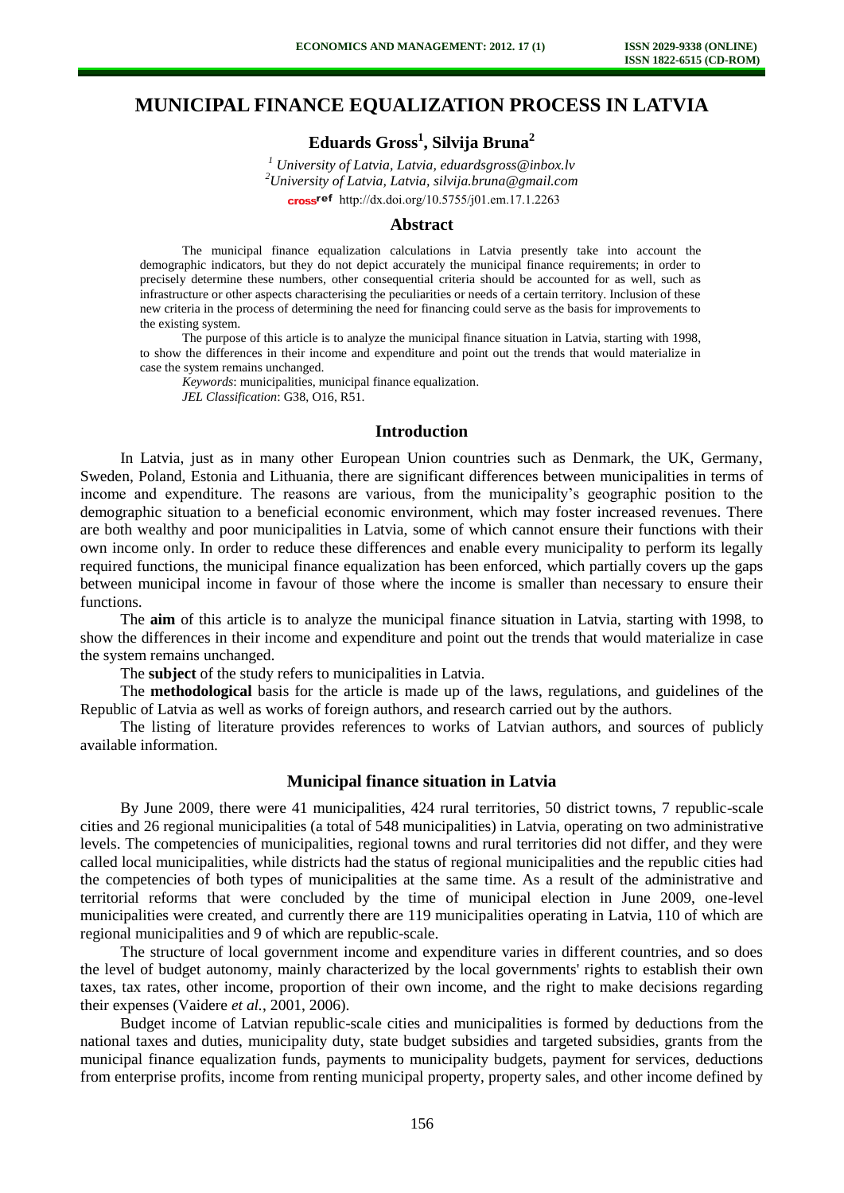# MUNICIPAL FINANCE EQUALIZATION PROCESS IN LATVIA

**Eduards Gross[1], Silvija Bruna[2]**

*[1] University of Latvia, Latvia, eduardsgross@inbox.lv*
*[2] University of Latvia, Latvia, silvija.bruna@gmail.com*
http://dx.doi.org/10.5755/j01.em.17.1.2263

## Abstract

The municipal finance equalization calculations in Latvia presently take into account the demographic indicators, but they do not depict accurately the municipal finance requirements; in order to precisely determine these numbers, other consequential criteria should be accounted for as well, such as infrastructure or other aspects characterising the peculiarities or needs of a certain territory. Inclusion of these new criteria in the process of determining the need for financing could serve as the basis for improvements to the existing system.

The purpose of this article is to analyze the municipal finance situation in Latvia, starting with 1998, to show the differences in their income and expenditure and point out the trends that would materialize in case the system remains unchanged.

*Keywords*: municipalities, municipal finance equalization.

*JEL Classification*: G38, O16, R51.

## Introduction

In Latvia, just as in many other European Union countries such as Denmark, the UK, Germany, Sweden, Poland, Estonia and Lithuania, there are significant differences between municipalities in terms of income and expenditure. The reasons are various, from the municipality's geographic position to the demographic situation to a beneficial economic environment, which may foster increased revenues. There are both wealthy and poor municipalities in Latvia, some of which cannot ensure their functions with their own income only. In order to reduce these differences and enable every municipality to perform its legally required functions, the municipal finance equalization has been enforced, which partially covers up the gaps between municipal income in favour of those where the income is smaller than necessary to ensure their functions.

The **aim** of this article is to analyze the municipal finance situation in Latvia, starting with 1998, to show the differences in their income and expenditure and point out the trends that would materialize in case the system remains unchanged.

The **subject** of the study refers to municipalities in Latvia.

The **methodological** basis for the article is made up of the laws, regulations, and guidelines of the Republic of Latvia as well as works of foreign authors, and research carried out by the authors.

The listing of literature provides references to works of Latvian authors, and sources of publicly available information.

## Municipal finance situation in Latvia

By June 2009, there were 41 municipalities, 424 rural territories, 50 district towns, 7 republic-scale cities and 26 regional municipalities (a total of 548 municipalities) in Latvia, operating on two administrative levels. The competencies of municipalities, regional towns and rural territories did not differ, and they were called local municipalities, while districts had the status of regional municipalities and the republic cities had the competencies of both types of municipalities at the same time. As a result of the administrative and territorial reforms that were concluded by the time of municipal election in June 2009, one-level municipalities were created, and currently there are 119 municipalities operating in Latvia, 110 of which are regional municipalities and 9 of which are republic-scale.

The structure of local government income and expenditure varies in different countries, and so does the level of budget autonomy, mainly characterized by the local governments' rights to establish their own taxes, tax rates, other income, proportion of their own income, and the right to make decisions regarding their expenses (Vaidere *et al.*, 2001, 2006).

Budget income of Latvian republic-scale cities and municipalities is formed by deductions from the national taxes and duties, municipality duty, state budget subsidies and targeted subsidies, grants from the municipal finance equalization funds, payments to municipality budgets, payment for services, deductions from enterprise profits, income from renting municipal property, property sales, and other income defined by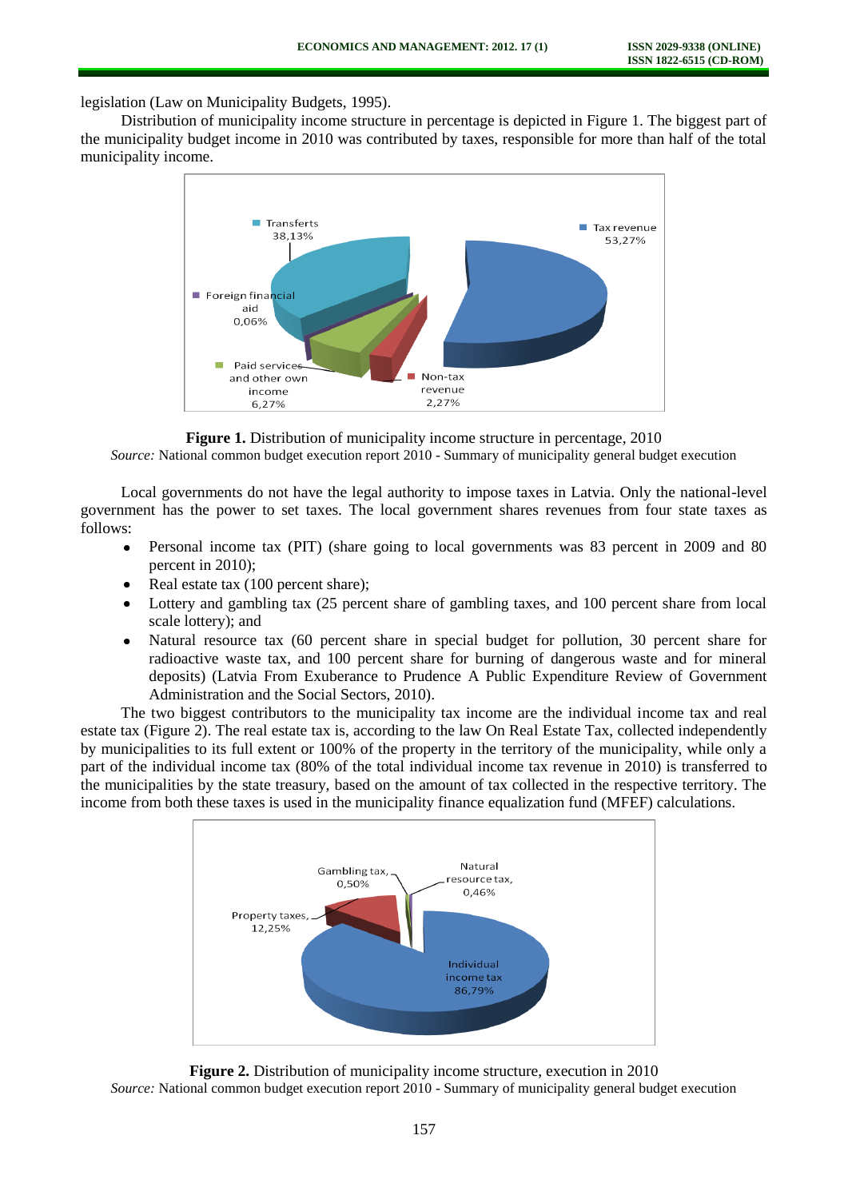legislation (Law on Municipality Budgets, 1995).

Distribution of municipality income structure in percentage is depicted in Figure 1. The biggest part of the municipality budget income in 2010 was contributed by taxes, responsible for more than half of the total municipality income.

**Figure 1.** Distribution of municipality income structure in percentage, 2010

*Source:* National common budget execution report 2010 - Summary of municipality general budget execution

Local governments do not have the legal authority to impose taxes in Latvia. Only the national-level government has the power to set taxes. The local government shares revenues from four state taxes as follows:

- Personal income tax (PIT) (share going to local governments was 83 percent in 2009 and 80 percent in 2010);
- Real estate tax (100 percent share);
- Lottery and gambling tax (25 percent share of gambling taxes, and 100 percent share from local scale lottery); and
- Natural resource tax (60 percent share in special budget for pollution, 30 percent share for radioactive waste tax, and 100 percent share for burning of dangerous waste and for mineral deposits) (Latvia From Exuberance to Prudence A Public Expenditure Review of Government Administration and the Social Sectors, 2010).

The two biggest contributors to the municipality tax income are the individual income tax and real estate tax (Figure 2). The real estate tax is, according to the law On Real Estate Tax, collected independently by municipalities to its full extent or 100% of the property in the territory of the municipality, while only a part of the individual income tax (80% of the total individual income tax revenue in 2010) is transferred to the municipalities by the state treasury, based on the amount of tax collected in the respective territory. The income from both these taxes is used in the municipality finance equalization fund (MFEF) calculations.

**Figure 2.** Distribution of municipality income structure, execution in 2010

*Source:* National common budget execution report 2010 - Summary of municipality general budget execution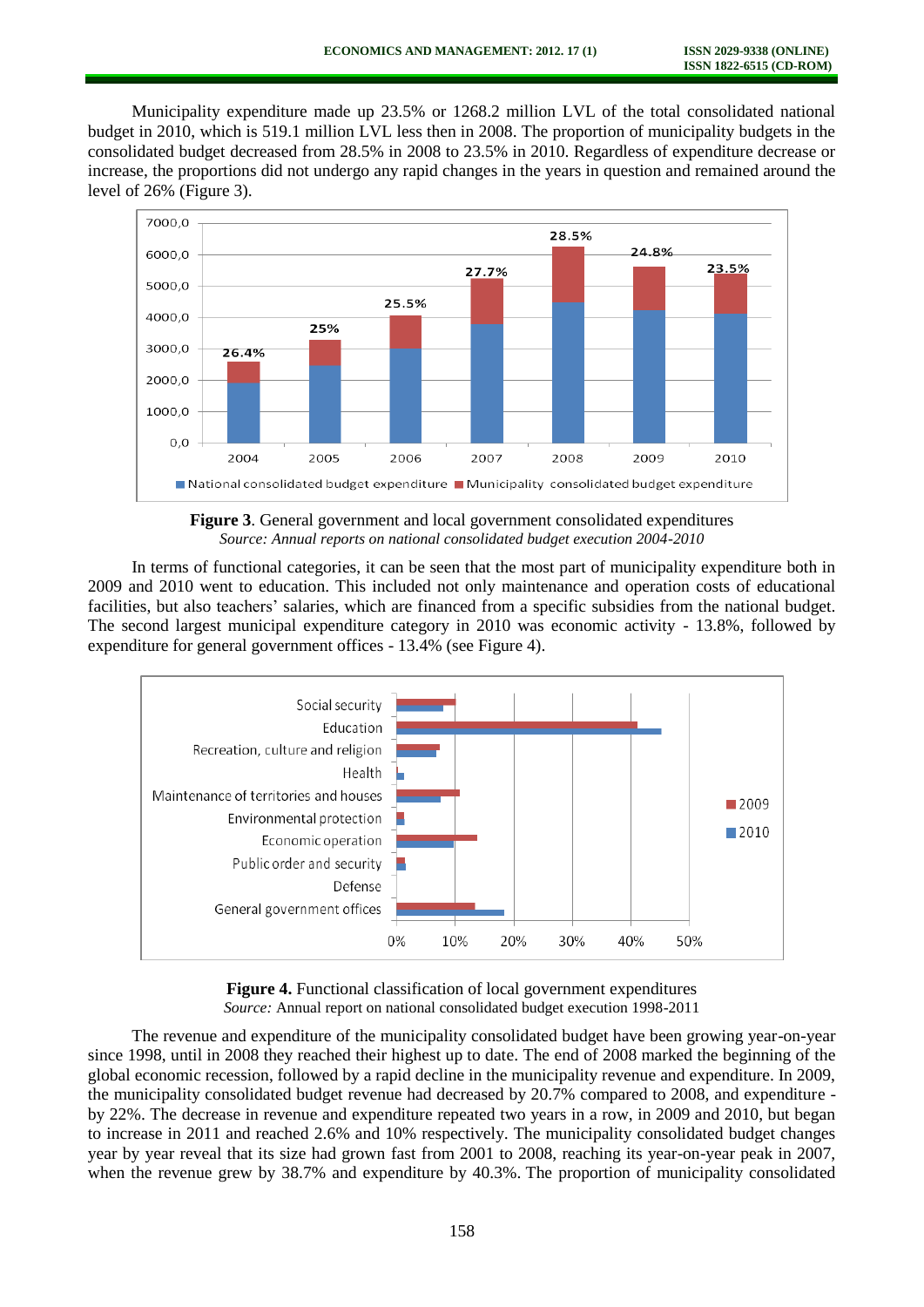Municipality expenditure made up 23.5% or 1268.2 million LVL of the total consolidated national budget in 2010, which is 519.1 million LVL less then in 2008. The proportion of municipality budgets in the consolidated budget decreased from 28.5% in 2008 to 23.5% in 2010. Regardless of expenditure decrease or increase, the proportions did not undergo any rapid changes in the years in question and remained around the level of 26% (Figure 3).

**Figure 3**. General government and local government consolidated expenditures
*Source: Annual reports on national consolidated budget execution 2004-2010*

In terms of functional categories, it can be seen that the most part of municipality expenditure both in 2009 and 2010 went to education. This included not only maintenance and operation costs of educational facilities, but also teachers' salaries, which are financed from a specific subsidies from the national budget. The second largest municipal expenditure category in 2010 was economic activity - 13.8%, followed by expenditure for general government offices - 13.4% (see Figure 4).

**Figure 4.** Functional classification of local government expenditures
*Source:* Annual report on national consolidated budget execution 1998-2011

The revenue and expenditure of the municipality consolidated budget have been growing year-on-year since 1998, until in 2008 they reached their highest up to date. The end of 2008 marked the beginning of the global economic recession, followed by a rapid decline in the municipality revenue and expenditure. In 2009, the municipality consolidated budget revenue had decreased by 20.7% compared to 2008, and expenditure - by 22%. The decrease in revenue and expenditure repeated two years in a row, in 2009 and 2010, but began to increase in 2011 and reached 2.6% and 10% respectively. The municipality consolidated budget changes year by year reveal that its size had grown fast from 2001 to 2008, reaching its year-on-year peak in 2007, when the revenue grew by 38.7% and expenditure by 40.3%. The proportion of municipality consolidated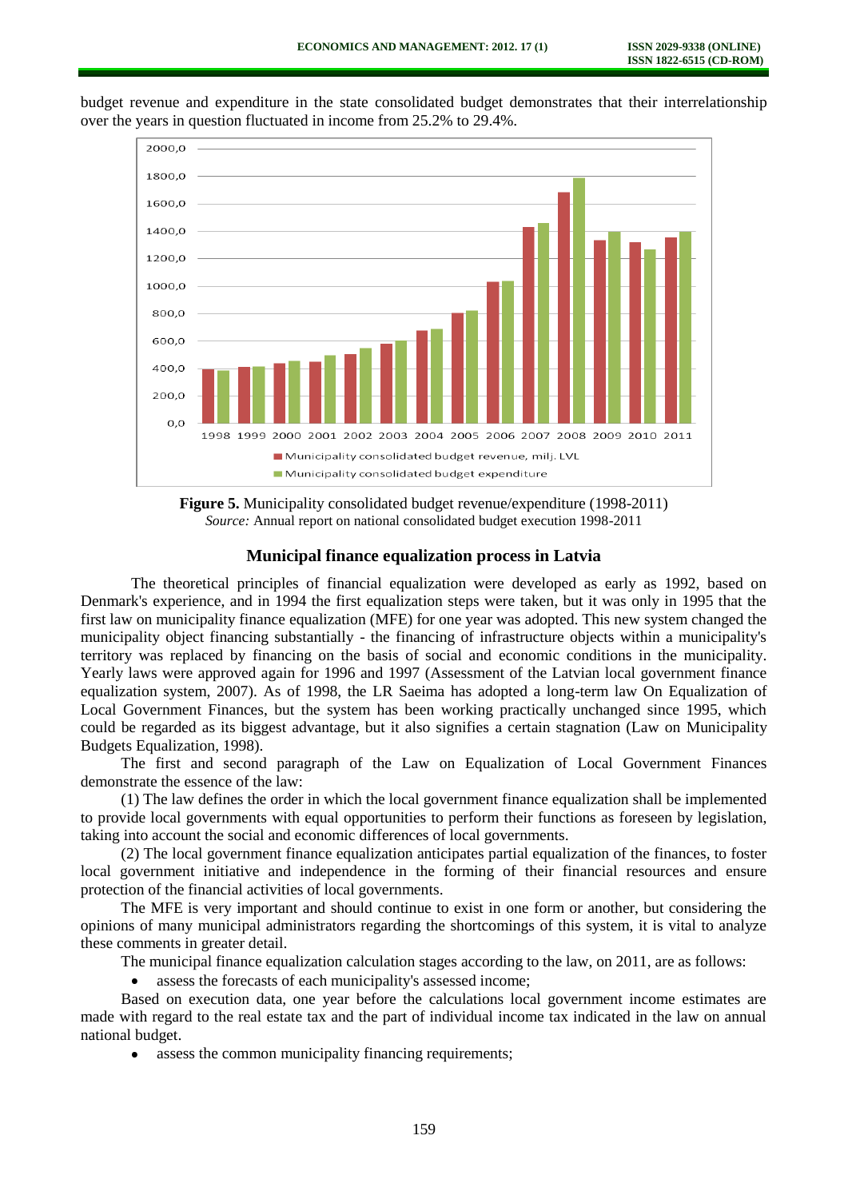budget revenue and expenditure in the state consolidated budget demonstrates that their interrelationship over the years in question fluctuated in income from 25.2% to 29.4%.

**Figure 5.** Municipality consolidated budget revenue/expenditure (1998-2011)
*Source:* Annual report on national consolidated budget execution 1998-2011

## Municipal finance equalization process in Latvia

The theoretical principles of financial equalization were developed as early as 1992, based on Denmark's experience, and in 1994 the first equalization steps were taken, but it was only in 1995 that the first law on municipality finance equalization (MFE) for one year was adopted. This new system changed the municipality object financing substantially - the financing of infrastructure objects within a municipality's territory was replaced by financing on the basis of social and economic conditions in the municipality. Yearly laws were approved again for 1996 and 1997 (Assessment of the Latvian local government finance equalization system, 2007). As of 1998, the LR Saeima has adopted a long-term law On Equalization of Local Government Finances, but the system has been working practically unchanged since 1995, which could be regarded as its biggest advantage, but it also signifies a certain stagnation (Law on Municipality Budgets Equalization, 1998).

The first and second paragraph of the Law on Equalization of Local Government Finances demonstrate the essence of the law:

(1) The law defines the order in which the local government finance equalization shall be implemented to provide local governments with equal opportunities to perform their functions as foreseen by legislation, taking into account the social and economic differences of local governments.

(2) The local government finance equalization anticipates partial equalization of the finances, to foster local government initiative and independence in the forming of their financial resources and ensure protection of the financial activities of local governments.

The MFE is very important and should continue to exist in one form or another, but considering the opinions of many municipal administrators regarding the shortcomings of this system, it is vital to analyze these comments in greater detail.

The municipal finance equalization calculation stages according to the law, on 2011, are as follows:

- assess the forecasts of each municipality's assessed income;

Based on execution data, one year before the calculations local government income estimates are made with regard to the real estate tax and the part of individual income tax indicated in the law on annual national budget.

- assess the common municipality financing requirements;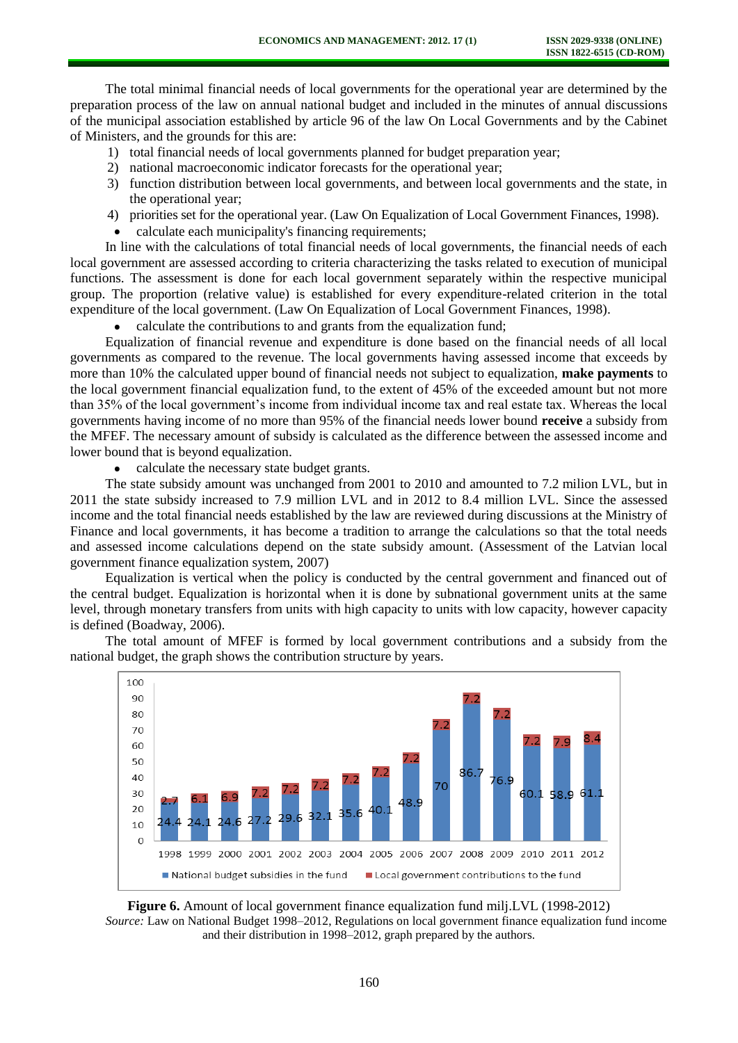The total minimal financial needs of local governments for the operational year are determined by the preparation process of the law on annual national budget and included in the minutes of annual discussions of the municipal association established by article 96 of the law On Local Governments and by the Cabinet of Ministers, and the grounds for this are:

1) total financial needs of local governments planned for budget preparation year;
2) national macroeconomic indicator forecasts for the operational year;
3) function distribution between local governments, and between local governments and the state, in the operational year;
4) priorities set for the operational year. (Law On Equalization of Local Government Finances, 1998).

- calculate each municipality's financing requirements;

In line with the calculations of total financial needs of local governments, the financial needs of each local government are assessed according to criteria characterizing the tasks related to execution of municipal functions. The assessment is done for each local government separately within the respective municipal group. The proportion (relative value) is established for every expenditure-related criterion in the total expenditure of the local government. (Law On Equalization of Local Government Finances, 1998).

- calculate the contributions to and grants from the equalization fund;

Equalization of financial revenue and expenditure is done based on the financial needs of all local governments as compared to the revenue. The local governments having assessed income that exceeds by more than 10% the calculated upper bound of financial needs not subject to equalization, **make payments** to the local government financial equalization fund, to the extent of 45% of the exceeded amount but not more than 35% of the local government's income from individual income tax and real estate tax. Whereas the local governments having income of no more than 95% of the financial needs lower bound **receive** a subsidy from the MFEF. The necessary amount of subsidy is calculated as the difference between the assessed income and lower bound that is beyond equalization.

- calculate the necessary state budget grants.

The state subsidy amount was unchanged from 2001 to 2010 and amounted to 7.2 milion LVL, but in 2011 the state subsidy increased to 7.9 million LVL and in 2012 to 8.4 million LVL. Since the assessed income and the total financial needs established by the law are reviewed during discussions at the Ministry of Finance and local governments, it has become a tradition to arrange the calculations so that the total needs and assessed income calculations depend on the state subsidy amount. (Assessment of the Latvian local government finance equalization system, 2007)

Equalization is vertical when the policy is conducted by the central government and financed out of the central budget. Equalization is horizontal when it is done by subnational government units at the same level, through monetary transfers from units with high capacity to units with low capacity, however capacity is defined (Boadway, 2006).

The total amount of MFEF is formed by local government contributions and a subsidy from the national budget, the graph shows the contribution structure by years.

**Figure 6.** Amount of local government finance equalization fund milj.LVL (1998-2012)

*Source:* Law on National Budget 1998–2012, Regulations on local government finance equalization fund income and their distribution in 1998–2012, graph prepared by the authors.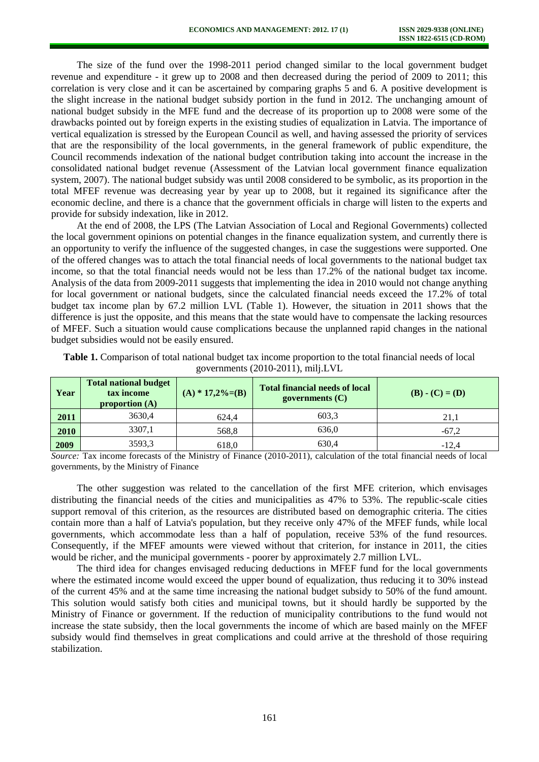The size of the fund over the 1998-2011 period changed similar to the local government budget revenue and expenditure - it grew up to 2008 and then decreased during the period of 2009 to 2011; this correlation is very close and it can be ascertained by comparing graphs 5 and 6. A positive development is the slight increase in the national budget subsidy portion in the fund in 2012. The unchanging amount of national budget subsidy in the MFE fund and the decrease of its proportion up to 2008 were some of the drawbacks pointed out by foreign experts in the existing studies of equalization in Latvia. The importance of vertical equalization is stressed by the European Council as well, and having assessed the priority of services that are the responsibility of the local governments, in the general framework of public expenditure, the Council recommends indexation of the national budget contribution taking into account the increase in the consolidated national budget revenue (Assessment of the Latvian local government finance equalization system, 2007). The national budget subsidy was until 2008 considered to be symbolic, as its proportion in the total MFEF revenue was decreasing year by year up to 2008, but it regained its significance after the economic decline, and there is a chance that the government officials in charge will listen to the experts and provide for subsidy indexation, like in 2012.

At the end of 2008, the LPS (The Latvian Association of Local and Regional Governments) collected the local government opinions on potential changes in the finance equalization system, and currently there is an opportunity to verify the influence of the suggested changes, in case the suggestions were supported. One of the offered changes was to attach the total financial needs of local governments to the national budget tax income, so that the total financial needs would not be less than 17.2% of the national budget tax income. Analysis of the data from 2009-2011 suggests that implementing the idea in 2010 would not change anything for local government or national budgets, since the calculated financial needs exceed the 17.2% of total budget tax income plan by 67.2 million LVL (Table 1). However, the situation in 2011 shows that the difference is just the opposite, and this means that the state would have to compensate the lacking resources of MFEF. Such a situation would cause complications because the unplanned rapid changes in the national budget subsidies would not be easily ensured.

**Table 1.** Comparison of total national budget tax income proportion to the total financial needs of local governments (2010-2011), milj.LVL

| Year | Total national budget tax income proportion (A) | (A) * 17,2%=(B) | Total financial needs of local governments (C) | (B) - (C) = (D) |
|---|---|---|---|---|
| **2011** | 3630,4 | 624,4 | 603,3 | 21,1 |
| **2010** | 3307,1 | 568,8 | 636,0 | -67,2 |
| **2009** | 3593,3 | 618,0 | 630,4 | -12,4 |

*Source:* Tax income forecasts of the Ministry of Finance (2010-2011), calculation of the total financial needs of local governments, by the Ministry of Finance

The other suggestion was related to the cancellation of the first MFE criterion, which envisages distributing the financial needs of the cities and municipalities as 47% to 53%. The republic-scale cities support removal of this criterion, as the resources are distributed based on demographic criteria. The cities contain more than a half of Latvia's population, but they receive only 47% of the MFEF funds, while local governments, which accommodate less than a half of population, receive 53% of the fund resources. Consequently, if the MFEF amounts were viewed without that criterion, for instance in 2011, the cities would be richer, and the municipal governments - poorer by approximately 2.7 million LVL.

The third idea for changes envisaged reducing deductions in MFEF fund for the local governments where the estimated income would exceed the upper bound of equalization, thus reducing it to 30% instead of the current 45% and at the same time increasing the national budget subsidy to 50% of the fund amount. This solution would satisfy both cities and municipal towns, but it should hardly be supported by the Ministry of Finance or government. If the reduction of municipality contributions to the fund would not increase the state subsidy, then the local governments the income of which are based mainly on the MFEF subsidy would find themselves in great complications and could arrive at the threshold of those requiring stabilization.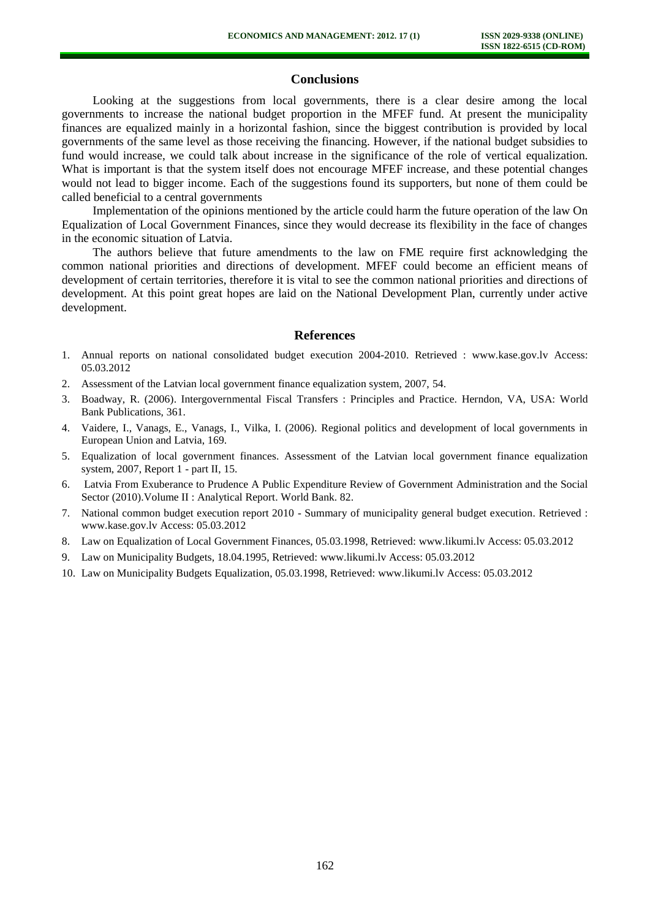## Conclusions

Looking at the suggestions from local governments, there is a clear desire among the local governments to increase the national budget proportion in the MFEF fund. At present the municipality finances are equalized mainly in a horizontal fashion, since the biggest contribution is provided by local governments of the same level as those receiving the financing. However, if the national budget subsidies to fund would increase, we could talk about increase in the significance of the role of vertical equalization. What is important is that the system itself does not encourage MFEF increase, and these potential changes would not lead to bigger income. Each of the suggestions found its supporters, but none of them could be called beneficial to a central governments

Implementation of the opinions mentioned by the article could harm the future operation of the law On Equalization of Local Government Finances, since they would decrease its flexibility in the face of changes in the economic situation of Latvia.

The authors believe that future amendments to the law on FME require first acknowledging the common national priorities and directions of development. MFEF could become an efficient means of development of certain territories, therefore it is vital to see the common national priorities and directions of development. At this point great hopes are laid on the National Development Plan, currently under active development.

## References

1. Annual reports on national consolidated budget execution 2004-2010. Retrieved : www.kase.gov.lv Access: 05.03.2012
2. Assessment of the Latvian local government finance equalization system, 2007, 54.
3. Boadway, R. (2006). Intergovernmental Fiscal Transfers : Principles and Practice. Herndon, VA, USA: World Bank Publications, 361.
4. Vaidere, I., Vanags, E., Vanags, I., Vilka, I. (2006). Regional politics and development of local governments in European Union and Latvia, 169.
5. Equalization of local government finances. Assessment of the Latvian local government finance equalization system, 2007, Report 1 - part II, 15.
6. Latvia From Exuberance to Prudence A Public Expenditure Review of Government Administration and the Social Sector (2010).Volume II : Analytical Report. World Bank. 82.
7. National common budget execution report 2010 - Summary of municipality general budget execution. Retrieved : www.kase.gov.lv Access: 05.03.2012
8. Law on Equalization of Local Government Finances, 05.03.1998, Retrieved: www.likumi.lv Access: 05.03.2012
9. Law on Municipality Budgets, 18.04.1995, Retrieved: www.likumi.lv Access: 05.03.2012
10. Law on Municipality Budgets Equalization, 05.03.1998, Retrieved: www.likumi.lv Access: 05.03.2012